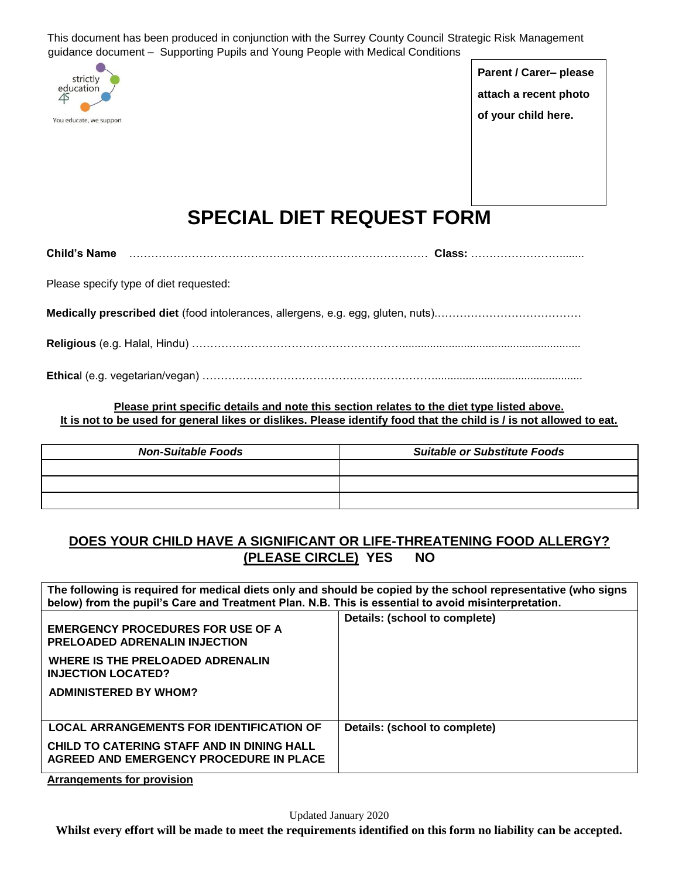This document has been produced in conjunction with the Surrey County Council Strategic Risk Management guidance document – Supporting Pupils and Young People with Medical Conditions

strictly education 4S
You educate, we support

**Parent / Carer– please attach a recent photo of your child here.**

# SPECIAL DIET REQUEST FORM

**Child's Name** ………………………………………………………………………… **Class:** ………………………........

Please specify type of diet requested:

**Medically prescribed diet** (food intolerances, allergens, e.g. egg, gluten, nuts).…………………………………

**Religious** (e.g. Halal, Hindu) ……………………………………………………..........................................................

**Ethica**l (e.g. vegetarian/vegan) ………………………………………………………................................................

**Please print specific details and note this section relates to the diet type listed above.**
**It is not to be used for general likes or dislikes. Please identify food that the child is / is not allowed to eat.**

| ***Non-Suitable Foods*** | ***Suitable or Substitute Foods*** |
| --- | --- |
| | |
| | |
| | |

## DOES YOUR CHILD HAVE A SIGNIFICANT OR LIFE-THREATENING FOOD ALLERGY? (PLEASE CIRCLE) YES NO

| **The following is required for medical diets only and should be copied by the school representative (who signs below) from the pupil's Care and Treatment Plan. N.B. This is essential to avoid misinterpretation.** | |
| --- | --- |
| **EMERGENCY PROCEDURES FOR USE OF A PRELOADED ADRENALIN INJECTION**<br>**WHERE IS THE PRELOADED ADRENALIN INJECTION LOCATED?**<br>**ADMINISTERED BY WHOM?** | **Details: (school to complete)** |
| **LOCAL ARRANGEMENTS FOR IDENTIFICATION OF CHILD TO CATERING STAFF AND IN DINING HALL AGREED AND EMERGENCY PROCEDURE IN PLACE** | **Details: (school to complete)** |

**Arrangements for provision**

Updated January 2020

**Whilst every effort will be made to meet the requirements identified on this form no liability can be accepted.**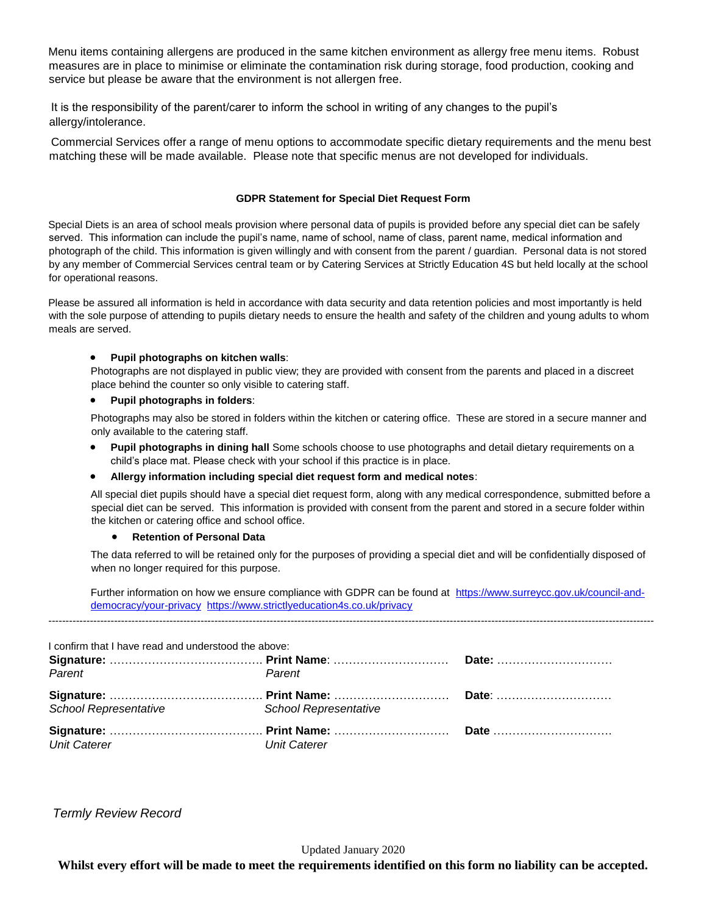Menu items containing allergens are produced in the same kitchen environment as allergy free menu items. Robust measures are in place to minimise or eliminate the contamination risk during storage, food production, cooking and service but please be aware that the environment is not allergen free.

It is the responsibility of the parent/carer to inform the school in writing of any changes to the pupil's allergy/intolerance.

Commercial Services offer a range of menu options to accommodate specific dietary requirements and the menu best matching these will be made available. Please note that specific menus are not developed for individuals.

**GDPR Statement for Special Diet Request Form**

Special Diets is an area of school meals provision where personal data of pupils is provided before any special diet can be safely served. This information can include the pupil's name, name of school, name of class, parent name, medical information and photograph of the child. This information is given willingly and with consent from the parent / guardian. Personal data is not stored by any member of Commercial Services central team or by Catering Services at Strictly Education 4S but held locally at the school for operational reasons.

Please be assured all information is held in accordance with data security and data retention policies and most importantly is held with the sole purpose of attending to pupils dietary needs to ensure the health and safety of the children and young adults to whom meals are served.

- **Pupil photographs on kitchen walls**:
  Photographs are not displayed in public view; they are provided with consent from the parents and placed in a discreet place behind the counter so only visible to catering staff.
- **Pupil photographs in folders**:
  Photographs may also be stored in folders within the kitchen or catering office. These are stored in a secure manner and only available to the catering staff.
- **Pupil photographs in dining hall** Some schools choose to use photographs and detail dietary requirements on a child's place mat. Please check with your school if this practice is in place.
- **Allergy information including special diet request form and medical notes**:
  All special diet pupils should have a special diet request form, along with any medical correspondence, submitted before a special diet can be served. This information is provided with consent from the parent and stored in a secure folder within the kitchen or catering office and school office.
  - **Retention of Personal Data**

  The data referred to will be retained only for the purposes of providing a special diet and will be confidentially disposed of when no longer required for this purpose.

  Further information on how we ensure compliance with GDPR can be found at https://www.surreycc.gov.uk/council-and-democracy/your-privacy https://www.strictlyeducation4s.co.uk/privacy

---

I confirm that I have read and understood the above:

| | | |
|---|---|---|
| **Signature:** …………………………………. *Parent* | **Print Name**: ………………………… *Parent* | **Date:** ………………………… |
| **Signature:** …………………………………. *School Representative* | **Print Name:** ………………………… *School Representative* | **Date**: ………………………… |
| **Signature:** …………………………………. *Unit Caterer* | **Print Name:** ………………………… *Unit Caterer* | **Date** ………………………… |

*Termly Review Record*

Updated January 2020

**Whilst every effort will be made to meet the requirements identified on this form no liability can be accepted.**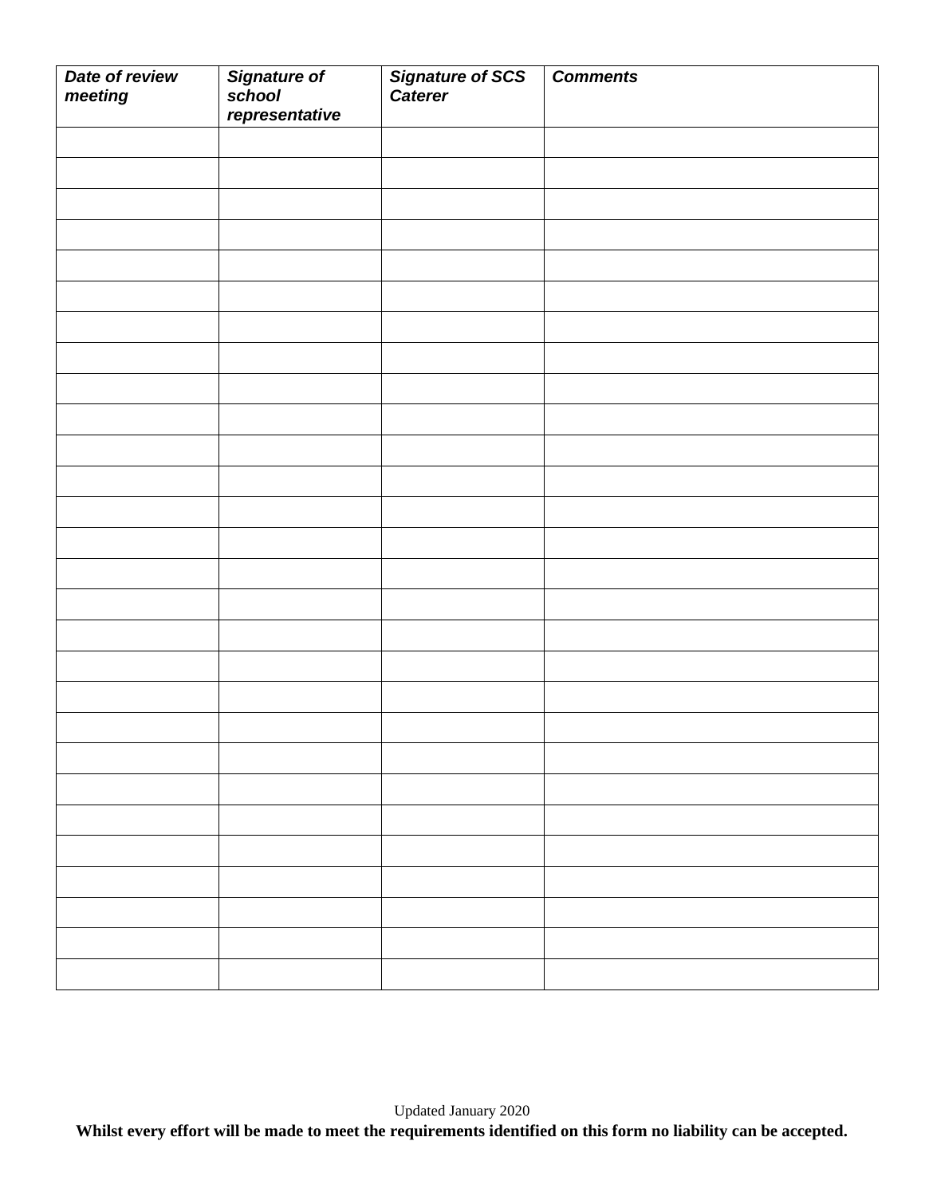| *Date of review meeting* | *Signature of school representative* | *Signature of SCS Caterer* | *Comments* |
|---|---|---|---|
| | | | |
| | | | |
| | | | |
| | | | |
| | | | |
| | | | |
| | | | |
| | | | |
| | | | |
| | | | |
| | | | |
| | | | |
| | | | |
| | | | |
| | | | |
| | | | |
| | | | |
| | | | |
| | | | |
| | | | |
| | | | |
| | | | |
| | | | |
| | | | |
| | | | |
| | | | |
| | | | |
| | | | |

Updated January 2020

**Whilst every effort will be made to meet the requirements identified on this form no liability can be accepted.**